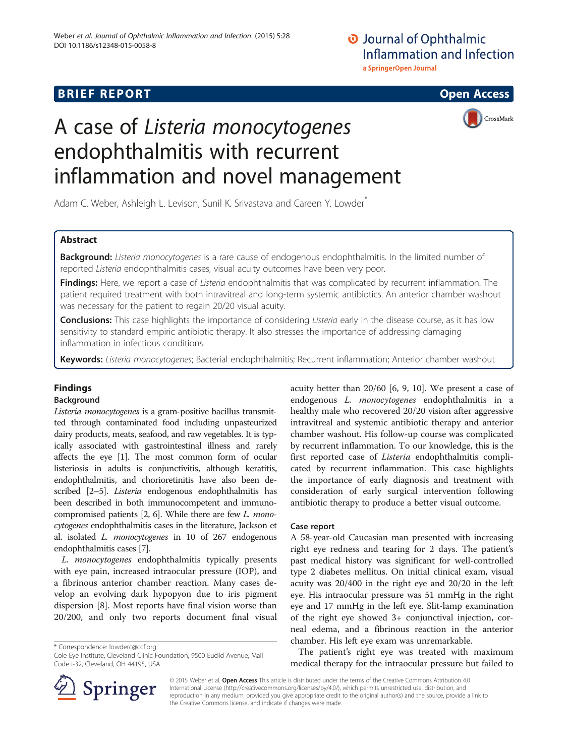BRIEF REPORT

Open Access

# A case of *Listeria monocytogenes* endophthalmitis with recurrent inflammation and novel management

Adam C. Weber, Ashleigh L. Levison, Sunil K. Srivastava and Careen Y. Lowder*

## Abstract

**Background:** *Listeria monocytogenes* is a rare cause of endogenous endophthalmitis. In the limited number of reported *Listeria* endophthalmitis cases, visual acuity outcomes have been very poor.

**Findings:** Here, we report a case of *Listeria* endophthalmitis that was complicated by recurrent inflammation. The patient required treatment with both intravitreal and long-term systemic antibiotics. An anterior chamber washout was necessary for the patient to regain 20/20 visual acuity.

**Conclusions:** This case highlights the importance of considering *Listeria* early in the disease course, as it has low sensitivity to standard empiric antibiotic therapy. It also stresses the importance of addressing damaging inflammation in infectious conditions.

**Keywords:** *Listeria monocytogenes*; Bacterial endophthalmitis; Recurrent inflammation; Anterior chamber washout

## Findings

### Background

*Listeria monocytogenes* is a gram-positive bacillus transmitted through contaminated food including unpasteurized dairy products, meats, seafood, and raw vegetables. It is typically associated with gastrointestinal illness and rarely affects the eye [1]. The most common form of ocular listeriosis in adults is conjunctivitis, although keratitis, endophthalmitis, and chorioretinitis have also been described [2–5]. *Listeria* endogenous endophthalmitis has been described in both immunocompetent and immunocompromised patients [2, 6]. While there are few *L. monocytogenes* endophthalmitis cases in the literature, Jackson et al. isolated *L. monocytogenes* in 10 of 267 endogenous endophthalmitis cases [7].

*L. monocytogenes* endophthalmitis typically presents with eye pain, increased intraocular pressure (IOP), and a fibrinous anterior chamber reaction. Many cases develop an evolving dark hypopyon due to iris pigment dispersion [8]. Most reports have final vision worse than 20/200, and only two reports document final visual acuity better than 20/60 [6, 9, 10]. We present a case of endogenous *L. monocytogenes* endophthalmitis in a healthy male who recovered 20/20 vision after aggressive intravitreal and systemic antibiotic therapy and anterior chamber washout. His follow-up course was complicated by recurrent inflammation. To our knowledge, this is the first reported case of *Listeria* endophthalmitis complicated by recurrent inflammation. This case highlights the importance of early diagnosis and treatment with consideration of early surgical intervention following antibiotic therapy to produce a better visual outcome.

### Case report

A 58-year-old Caucasian man presented with increasing right eye redness and tearing for 2 days. The patient's past medical history was significant for well-controlled type 2 diabetes mellitus. On initial clinical exam, visual acuity was 20/400 in the right eye and 20/20 in the left eye. His intraocular pressure was 51 mmHg in the right eye and 17 mmHg in the left eye. Slit-lamp examination of the right eye showed 3+ conjunctival injection, corneal edema, and a fibrinous reaction in the anterior chamber. His left eye exam was unremarkable.

The patient's right eye was treated with maximum medical therapy for the intraocular pressure but failed to

\* Correspondence: lowderc@ccf.org
Cole Eye Institute, Cleveland Clinic Foundation, 9500 Euclid Avenue, Mail Code i-32, Cleveland, OH 44195, USA

© 2015 Weber et al. **Open Access** This article is distributed under the terms of the Creative Commons Attribution 4.0 International License (http://creativecommons.org/licenses/by/4.0/), which permits unrestricted use, distribution, and reproduction in any medium, provided you give appropriate credit to the original author(s) and the source, provide a link to the Creative Commons license, and indicate if changes were made.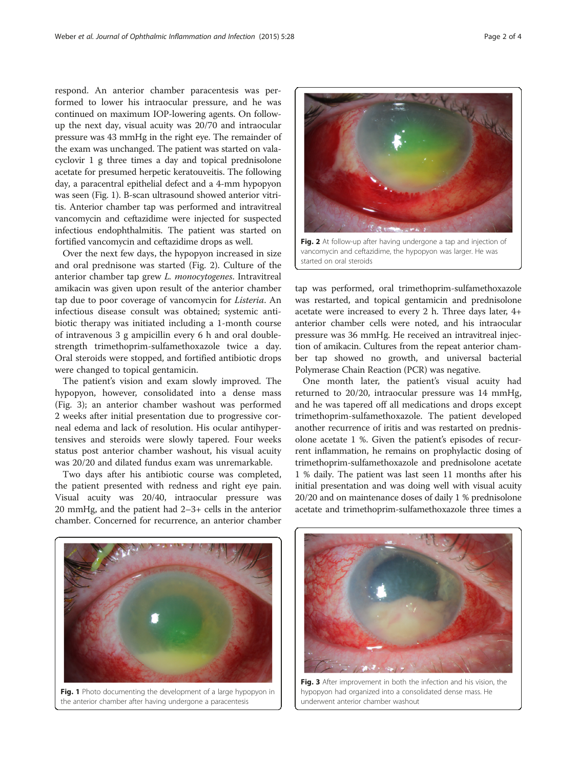respond. An anterior chamber paracentesis was performed to lower his intraocular pressure, and he was continued on maximum IOP-lowering agents. On follow-up the next day, visual acuity was 20/70 and intraocular pressure was 43 mmHg in the right eye. The remainder of the exam was unchanged. The patient was started on valacyclovir 1 g three times a day and topical prednisolone acetate for presumed herpetic keratouveitis. The following day, a paracentral epithelial defect and a 4-mm hypopyon was seen (Fig. 1). B-scan ultrasound showed anterior vitritis. Anterior chamber tap was performed and intravitreal vancomycin and ceftazidime were injected for suspected infectious endophthalmitis. The patient was started on fortified vancomycin and ceftazidime drops as well.

Over the next few days, the hypopyon increased in size and oral prednisone was started (Fig. 2). Culture of the anterior chamber tap grew *L. monocytogenes*. Intravitreal amikacin was given upon result of the anterior chamber tap due to poor coverage of vancomycin for *Listeria*. An infectious disease consult was obtained; systemic antibiotic therapy was initiated including a 1-month course of intravenous 3 g ampicillin every 6 h and oral double-strength trimethoprim-sulfamethoxazole twice a day. Oral steroids were stopped, and fortified antibiotic drops were changed to topical gentamicin.

The patient's vision and exam slowly improved. The hypopyon, however, consolidated into a dense mass (Fig. 3); an anterior chamber washout was performed 2 weeks after initial presentation due to progressive corneal edema and lack of resolution. His ocular antihypertensives and steroids were slowly tapered. Four weeks status post anterior chamber washout, his visual acuity was 20/20 and dilated fundus exam was unremarkable.

Two days after his antibiotic course was completed, the patient presented with redness and right eye pain. Visual acuity was 20/40, intraocular pressure was 20 mmHg, and the patient had 2–3+ cells in the anterior chamber. Concerned for recurrence, an anterior chamber tap was performed, oral trimethoprim-sulfamethoxazole was restarted, and topical gentamicin and prednisolone acetate were increased to every 2 h. Three days later, 4+ anterior chamber cells were noted, and his intraocular pressure was 36 mmHg. He received an intravitreal injection of amikacin. Cultures from the repeat anterior chamber tap showed no growth, and universal bacterial Polymerase Chain Reaction (PCR) was negative.

One month later, the patient's visual acuity had returned to 20/20, intraocular pressure was 14 mmHg, and he was tapered off all medications and drops except trimethoprim-sulfamethoxazole. The patient developed another recurrence of iritis and was restarted on prednisolone acetate 1 %. Given the patient's episodes of recurrent inflammation, he remains on prophylactic dosing of trimethoprim-sulfamethoxazole and prednisolone acetate 1 % daily. The patient was last seen 11 months after his initial presentation and was doing well with visual acuity 20/20 and on maintenance doses of daily 1 % prednisolone acetate and trimethoprim-sulfamethoxazole three times a

**Fig. 1** Photo documenting the development of a large hypopyon in the anterior chamber after having undergone a paracentesis

**Fig. 2** At follow-up after having undergone a tap and injection of vancomycin and ceftazidime, the hypopyon was larger. He was started on oral steroids

**Fig. 3** After improvement in both the infection and his vision, the hypopyon had organized into a consolidated dense mass. He underwent anterior chamber washout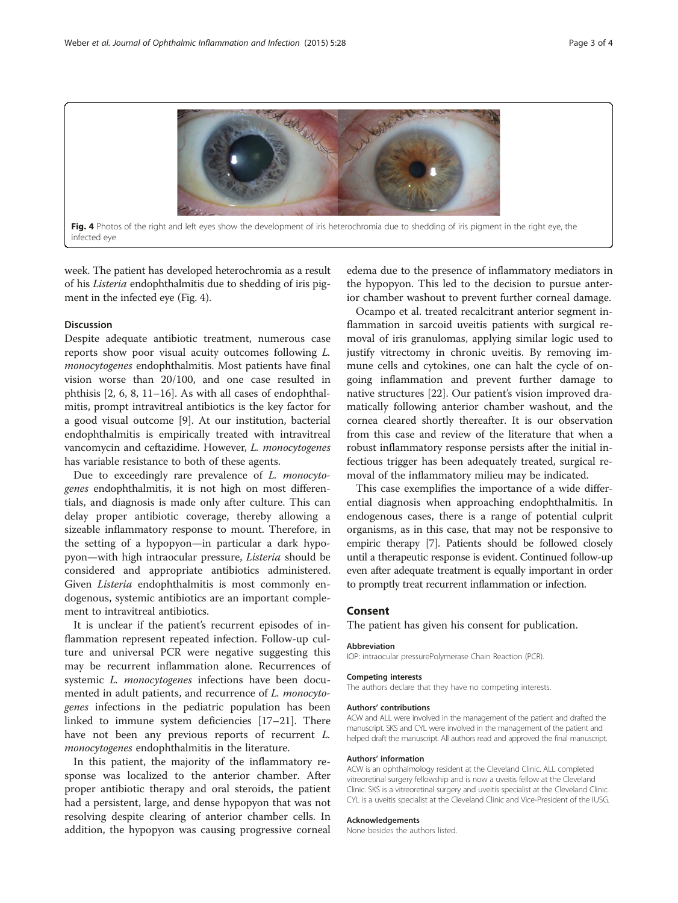Fig. 4 Photos of the right and left eyes show the development of iris heterochromia due to shedding of iris pigment in the right eye, the infected eye

week. The patient has developed heterochromia as a result of his *Listeria* endophthalmitis due to shedding of iris pigment in the infected eye (Fig. 4).

## Discussion

Despite adequate antibiotic treatment, numerous case reports show poor visual acuity outcomes following *L. monocytogenes* endophthalmitis. Most patients have final vision worse than 20/100, and one case resulted in phthisis [2, 6, 8, 11–16]. As with all cases of endophthalmitis, prompt intravitreal antibiotics is the key factor for a good visual outcome [9]. At our institution, bacterial endophthalmitis is empirically treated with intravitreal vancomycin and ceftazidime. However, *L. monocytogenes* has variable resistance to both of these agents.

Due to exceedingly rare prevalence of *L. monocytogenes* endophthalmitis, it is not high on most differentials, and diagnosis is made only after culture. This can delay proper antibiotic coverage, thereby allowing a sizeable inflammatory response to mount. Therefore, in the setting of a hypopyon—in particular a dark hypopyon—with high intraocular pressure, *Listeria* should be considered and appropriate antibiotics administered. Given *Listeria* endophthalmitis is most commonly endogenous, systemic antibiotics are an important complement to intravitreal antibiotics.

It is unclear if the patient's recurrent episodes of inflammation represent repeated infection. Follow-up culture and universal PCR were negative suggesting this may be recurrent inflammation alone. Recurrences of systemic *L. monocytogenes* infections have been documented in adult patients, and recurrence of *L. monocytogenes* infections in the pediatric population has been linked to immune system deficiencies [17–21]. There have not been any previous reports of recurrent *L. monocytogenes* endophthalmitis in the literature.

In this patient, the majority of the inflammatory response was localized to the anterior chamber. After proper antibiotic therapy and oral steroids, the patient had a persistent, large, and dense hypopyon that was not resolving despite clearing of anterior chamber cells. In addition, the hypopyon was causing progressive corneal edema due to the presence of inflammatory mediators in the hypopyon. This led to the decision to pursue anterior chamber washout to prevent further corneal damage.

Ocampo et al. treated recalcitrant anterior segment inflammation in sarcoid uveitis patients with surgical removal of iris granulomas, applying similar logic used to justify vitrectomy in chronic uveitis. By removing immune cells and cytokines, one can halt the cycle of ongoing inflammation and prevent further damage to native structures [22]. Our patient's vision improved dramatically following anterior chamber washout, and the cornea cleared shortly thereafter. It is our observation from this case and review of the literature that when a robust inflammatory response persists after the initial infectious trigger has been adequately treated, surgical removal of the inflammatory milieu may be indicated.

This case exemplifies the importance of a wide differential diagnosis when approaching endophthalmitis. In endogenous cases, there is a range of potential culprit organisms, as in this case, that may not be responsive to empiric therapy [7]. Patients should be followed closely until a therapeutic response is evident. Continued follow-up even after adequate treatment is equally important in order to promptly treat recurrent inflammation or infection.

## Consent

The patient has given his consent for publication.

#### Abbreviation

IOP: intraocular pressurePolymerase Chain Reaction (PCR).

#### Competing interests

The authors declare that they have no competing interests.

#### Authors' contributions

ACW and ALL were involved in the management of the patient and drafted the manuscript. SKS and CYL were involved in the management of the patient and helped draft the manuscript. All authors read and approved the final manuscript.

#### Authors' information

ACW is an ophthalmology resident at the Cleveland Clinic. ALL completed vitreoretinal surgery fellowship and is now a uveitis fellow at the Cleveland Clinic. SKS is a vitreoretinal surgery and uveitis specialist at the Cleveland Clinic. CYL is a uveitis specialist at the Cleveland Clinic and Vice-President of the IUSG.

#### Acknowledgements

None besides the authors listed.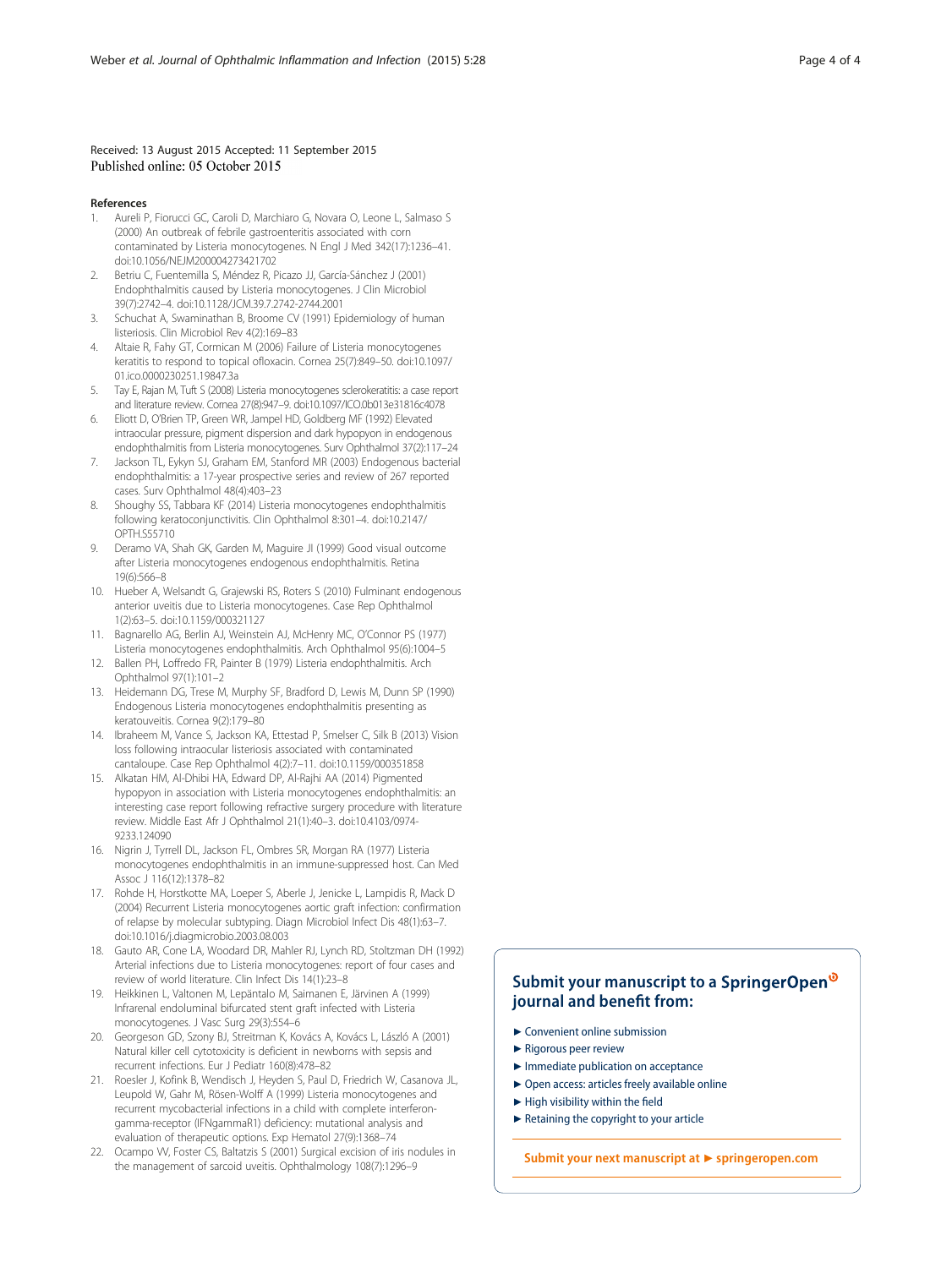Received: 13 August 2015 Accepted: 11 September 2015
Published online: 05 October 2015

### References

1. Aureli P, Fiorucci GC, Caroli D, Marchiaro G, Novara O, Leone L, Salmaso S (2000) An outbreak of febrile gastroenteritis associated with corn contaminated by Listeria monocytogenes. N Engl J Med 342(17):1236–41. doi:10.1056/NEJM200004273421702
2. Betriu C, Fuentemilla S, Méndez R, Picazo JJ, García-Sánchez J (2001) Endophthalmitis caused by Listeria monocytogenes. J Clin Microbiol 39(7):2742–4. doi:10.1128/JCM.39.7.2742-2744.2001
3. Schuchat A, Swaminathan B, Broome CV (1991) Epidemiology of human listeriosis. Clin Microbiol Rev 4(2):169–83
4. Altaie R, Fahy GT, Cormican M (2006) Failure of Listeria monocytogenes keratitis to respond to topical ofloxacin. Cornea 25(7):849–50. doi:10.1097/01.ico.0000230251.19847.3a
5. Tay E, Rajan M, Tuft S (2008) Listeria monocytogenes sclerokeratitis: a case report and literature review. Cornea 27(8):947–9. doi:10.1097/ICO.0b013e31816c4078
6. Eliott D, O'Brien TP, Green WR, Jampel HD, Goldberg MF (1992) Elevated intraocular pressure, pigment dispersion and dark hypopyon in endogenous endophthalmitis from Listeria monocytogenes. Surv Ophthalmol 37(2):117–24
7. Jackson TL, Eykyn SJ, Graham EM, Stanford MR (2003) Endogenous bacterial endophthalmitis: a 17-year prospective series and review of 267 reported cases. Surv Ophthalmol 48(4):403–23
8. Shoughy SS, Tabbara KF (2014) Listeria monocytogenes endophthalmitis following keratoconjunctivitis. Clin Ophthalmol 8:301–4. doi:10.2147/OPTH.S55710
9. Deramo VA, Shah GK, Garden M, Maguire JI (1999) Good visual outcome after Listeria monocytogenes endogenous endophthalmitis. Retina 19(6):566–8
10. Hueber A, Welsandt G, Grajewski RS, Roters S (2010) Fulminant endogenous anterior uveitis due to Listeria monocytogenes. Case Rep Ophthalmol 1(2):63–5. doi:10.1159/000321127
11. Bagnarello AG, Berlin AJ, Weinstein AJ, McHenry MC, O'Connor PS (1977) Listeria monocytogenes endophthalmitis. Arch Ophthalmol 95(6):1004–5
12. Ballen PH, Loffredo FR, Painter B (1979) Listeria endophthalmitis. Arch Ophthalmol 97(1):101–2
13. Heidemann DG, Trese M, Murphy SF, Bradford D, Lewis M, Dunn SP (1990) Endogenous Listeria monocytogenes endophthalmitis presenting as keratouveitis. Cornea 9(2):179–80
14. Ibraheem M, Vance S, Jackson KA, Ettestad P, Smelser C, Silk B (2013) Vision loss following intraocular listeriosis associated with contaminated cantaloupe. Case Rep Ophthalmol 4(2):7–11. doi:10.1159/000351858
15. Alkatan HM, Al-Dhibi HA, Edward DP, Al-Rajhi AA (2014) Pigmented hypopyon in association with Listeria monocytogenes endophthalmitis: an interesting case report following refractive surgery procedure with literature review. Middle East Afr J Ophthalmol 21(1):40–3. doi:10.4103/0974-9233.124090
16. Nigrin J, Tyrrell DL, Jackson FL, Ombres SR, Morgan RA (1977) Listeria monocytogenes endophthalmitis in an immune-suppressed host. Can Med Assoc J 116(12):1378–82
17. Rohde H, Horstkotte MA, Loeper S, Aberle J, Jenicke L, Lampidis R, Mack D (2004) Recurrent Listeria monocytogenes aortic graft infection: confirmation of relapse by molecular subtyping. Diagn Microbiol Infect Dis 48(1):63–7. doi:10.1016/j.diagmicrobio.2003.08.003
18. Gauto AR, Cone LA, Woodard DR, Mahler RJ, Lynch RD, Stoltzman DH (1992) Arterial infections due to Listeria monocytogenes: report of four cases and review of world literature. Clin Infect Dis 14(1):23–8
19. Heikkinen L, Valtonen M, Lepäntalo M, Saimanen E, Järvinen A (1999) Infrarenal endoluminal bifurcated stent graft infected with Listeria monocytogenes. J Vasc Surg 29(3):554–6
20. Georgeson GD, Szony BJ, Streitman K, Kovács A, Kovács L, László A (2001) Natural killer cell cytotoxicity is deficient in newborns with sepsis and recurrent infections. Eur J Pediatr 160(8):478–82
21. Roesler J, Kofink B, Wendisch J, Heyden S, Paul D, Friedrich W, Casanova JL, Leupold W, Gahr M, Rösen-Wolff A (1999) Listeria monocytogenes and recurrent mycobacterial infections in a child with complete interferon-gamma-receptor (IFNgammaR1) deficiency: mutational analysis and evaluation of therapeutic options. Exp Hematol 27(9):1368–74
22. Ocampo VV, Foster CS, Baltatzis S (2001) Surgical excision of iris nodules in the management of sarcoid uveitis. Ophthalmology 108(7):1296–9

**Submit your manuscript to a SpringerOpen journal and benefit from:**

- ► Convenient online submission
- ► Rigorous peer review
- ► Immediate publication on acceptance
- ► Open access: articles freely available online
- ► High visibility within the field
- ► Retaining the copyright to your article

**Submit your next manuscript at ► springeropen.com**